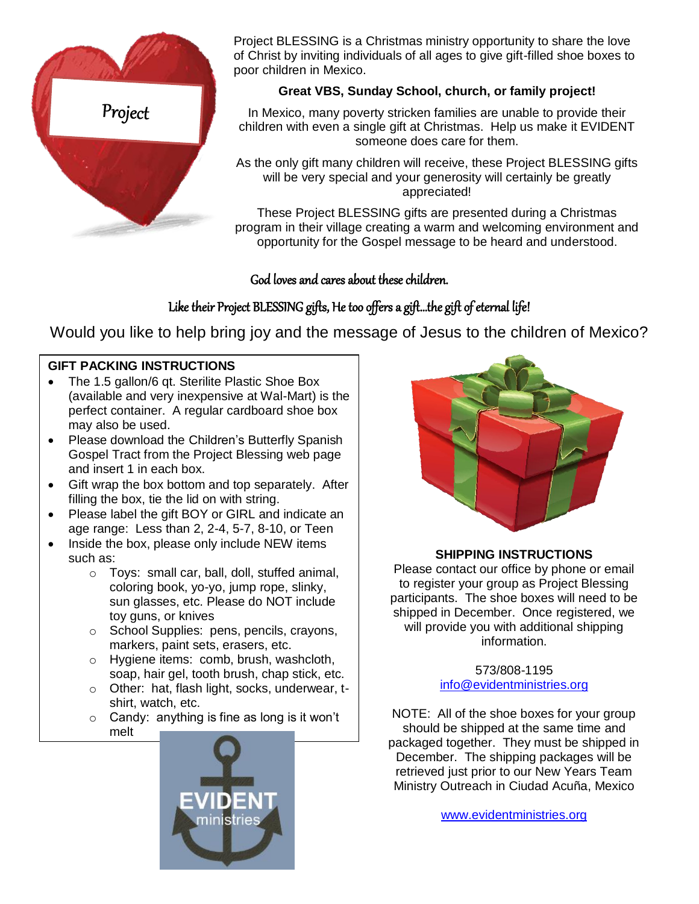Project

Project BLESSING is a Christmas ministry opportunity to share the love of Christ by inviting individuals of all ages to give gift-filled shoe boxes to poor children in Mexico.

**Great VBS, Sunday School, church, or family project!**

In Mexico, many poverty stricken families are unable to provide their children with even a single gift at Christmas. Help us make it EVIDENT someone does care for them.

As the only gift many children will receive, these Project BLESSING gifts will be very special and your generosity will certainly be greatly appreciated!

These Project BLESSING gifts are presented during a Christmas program in their village creating a warm and welcoming environment and opportunity for the Gospel message to be heard and understood.

*God loves and cares about these children.*

*Like their Project BLESSING gifts, He too offers a gift…the gift of eternal life!*

Would you like to help bring joy and the message of Jesus to the children of Mexico?

**GIFT PACKING INSTRUCTIONS**

- The 1.5 gallon/6 qt. Sterilite Plastic Shoe Box (available and very inexpensive at Wal-Mart) is the perfect container. A regular cardboard shoe box may also be used.
- Please download the Children's Butterfly Spanish Gospel Tract from the Project Blessing web page and insert 1 in each box.
- Gift wrap the box bottom and top separately. After filling the box, tie the lid on with string.
- Please label the gift BOY or GIRL and indicate an age range: Less than 2, 2-4, 5-7, 8-10, or Teen
- Inside the box, please only include NEW items such as:
  - Toys: small car, ball, doll, stuffed animal, coloring book, yo-yo, jump rope, slinky, sun glasses, etc. Please do NOT include toy guns, or knives
  - School Supplies: pens, pencils, crayons, markers, paint sets, erasers, etc.
  - Hygiene items: comb, brush, washcloth, soap, hair gel, tooth brush, chap stick, etc.
  - Other: hat, flash light, socks, underwear, t-shirt, watch, etc.
  - Candy: anything is fine as long is it won't melt

EVIDENT ministries

**SHIPPING INSTRUCTIONS**

Please contact our office by phone or email to register your group as Project Blessing participants. The shoe boxes will need to be shipped in December. Once registered, we will provide you with additional shipping information.

573/808-1195
info@evidentministries.org

NOTE: All of the shoe boxes for your group should be shipped at the same time and packaged together. They must be shipped in December. The shipping packages will be retrieved just prior to our New Years Team Ministry Outreach in Ciudad Acuña, Mexico

www.evidentministries.org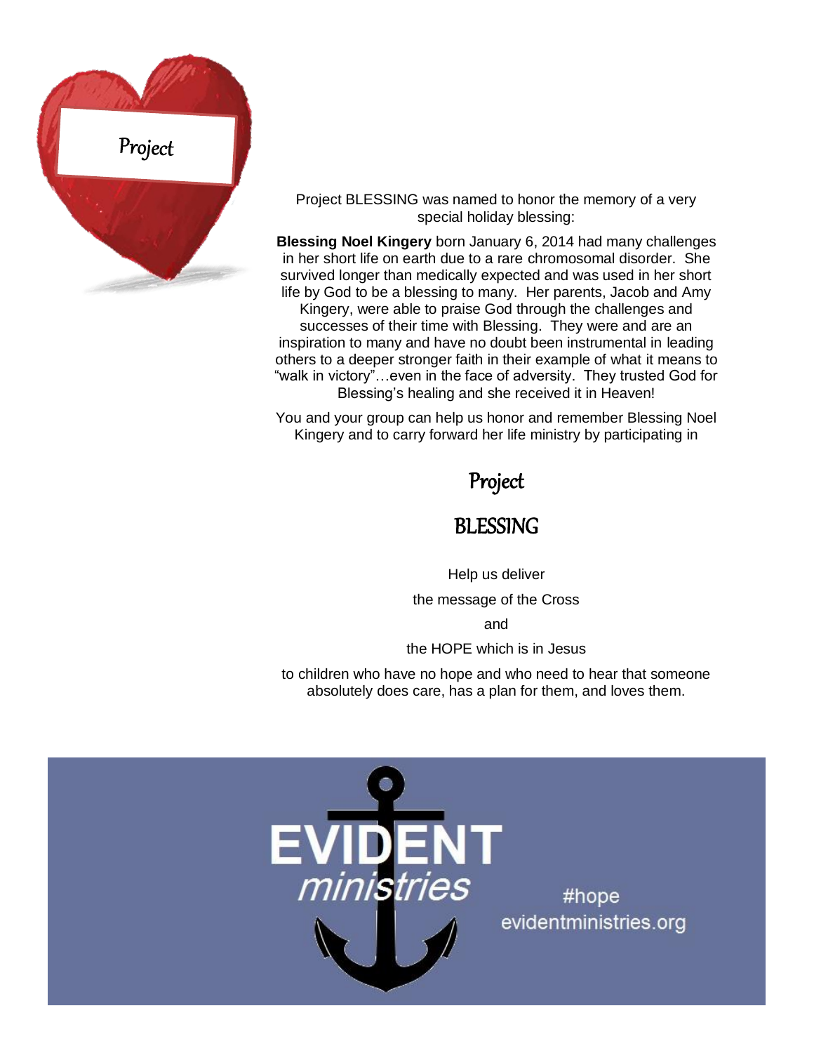Project

Project BLESSING was named to honor the memory of a very special holiday blessing:

**Blessing Noel Kingery** born January 6, 2014 had many challenges in her short life on earth due to a rare chromosomal disorder. She survived longer than medically expected and was used in her short life by God to be a blessing to many. Her parents, Jacob and Amy Kingery, were able to praise God through the challenges and successes of their time with Blessing. They were and are an inspiration to many and have no doubt been instrumental in leading others to a deeper stronger faith in their example of what it means to "walk in victory"…even in the face of adversity. They trusted God for Blessing's healing and she received it in Heaven!

You and your group can help us honor and remember Blessing Noel Kingery and to carry forward her life ministry by participating in

## Project

## BLESSING

Help us deliver

the message of the Cross

and

the HOPE which is in Jesus

to children who have no hope and who need to hear that someone absolutely does care, has a plan for them, and loves them.

EVIDENT ministries

#hope
evidentministries.org